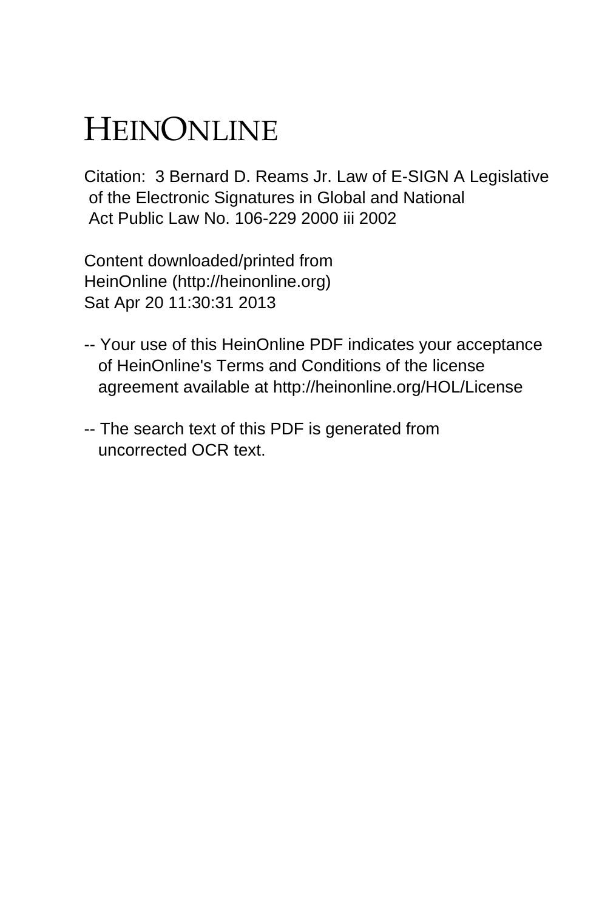# HeinOnline

Citation: 3 Bernard D. Reams Jr. Law of E-SIGN A Legislative of the Electronic Signatures in Global and National Act Public Law No. 106-229 2000 iii 2002

Content downloaded/printed from HeinOnline (http://heinonline.org)
Sat Apr 20 11:30:31 2013

- Your use of this HeinOnline PDF indicates your acceptance of HeinOnline's Terms and Conditions of the license agreement available at http://heinonline.org/HOL/License

- The search text of this PDF is generated from uncorrected OCR text.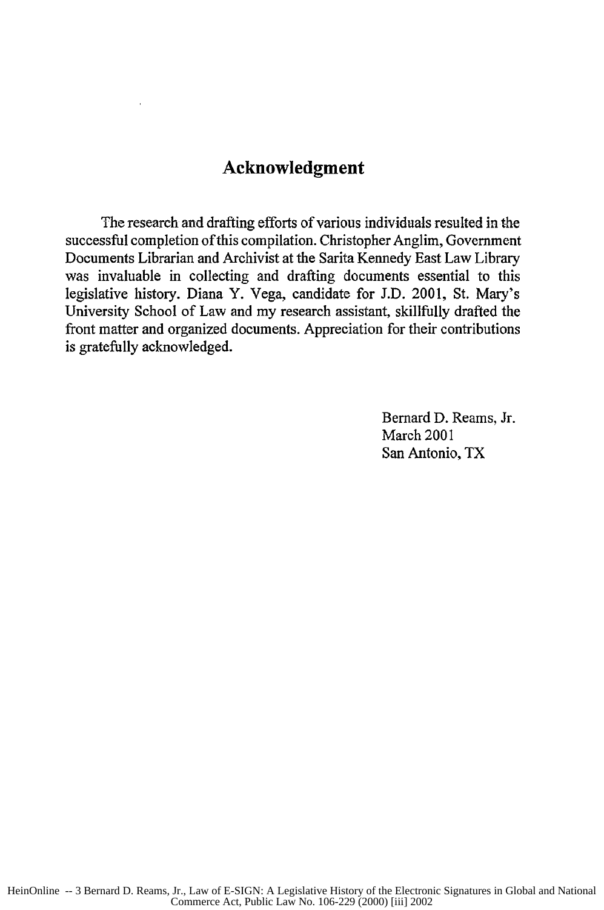# Acknowledgment

The research and drafting efforts of various individuals resulted in the successful completion of this compilation. Christopher Anglim, Government Documents Librarian and Archivist at the Sarita Kennedy East Law Library was invaluable in collecting and drafting documents essential to this legislative history. Diana Y. Vega, candidate for J.D. 2001, St. Mary's University School of Law and my research assistant, skillfully drafted the front matter and organized documents. Appreciation for their contributions is gratefully acknowledged.

Bernard D. Reams, Jr.
March 2001
San Antonio, TX